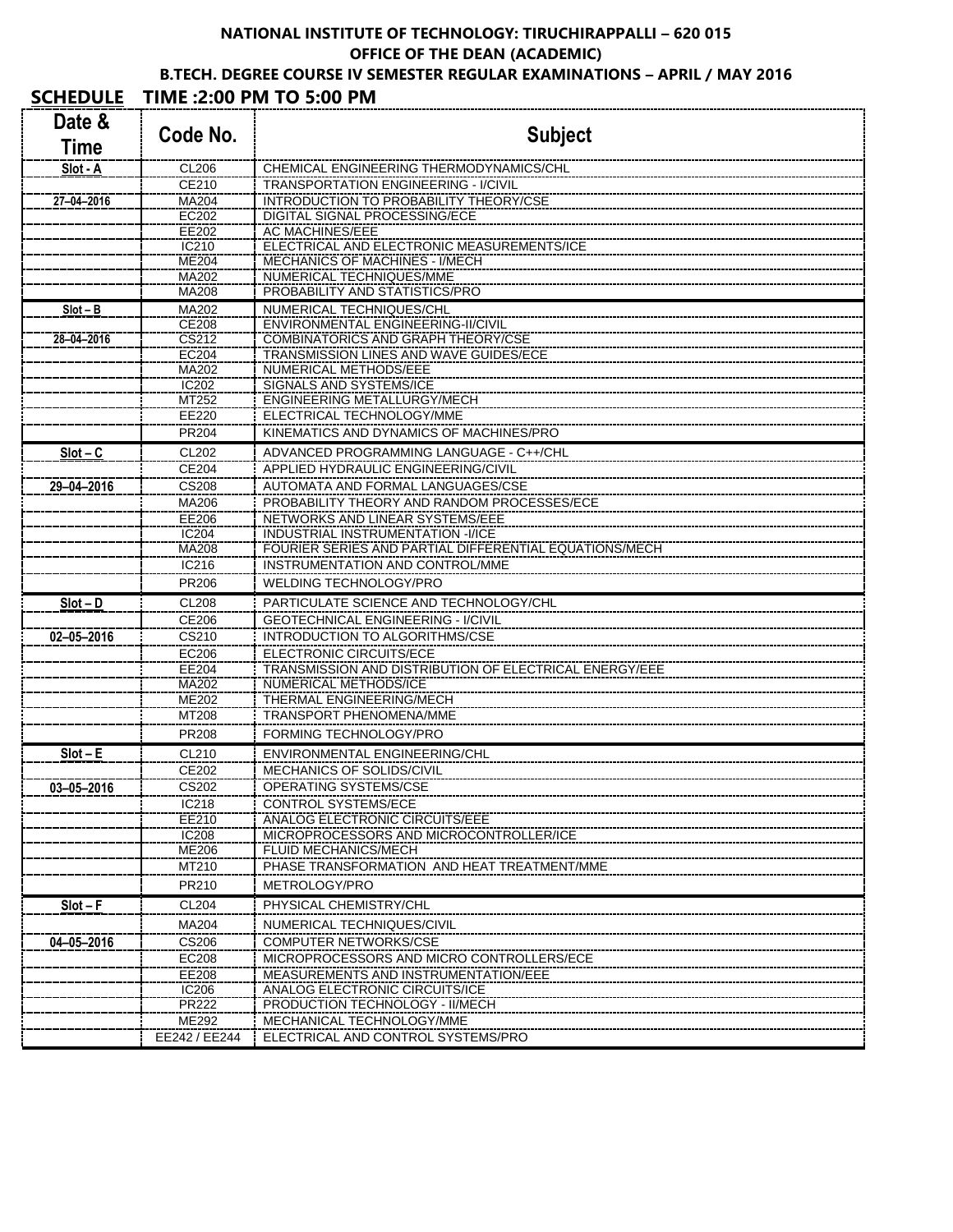**NATIONAL INSTITUTE OF TECHNOLOGY: TIRUCHIRAPPALLI – 620 015**

**OFFICE OF THE DEAN (ACADEMIC)**

**B.TECH. DEGREE COURSE IV SEMESTER REGULAR EXAMINATIONS – APRIL / MAY 2016**

**SCHEDULE TIME :2:00 PM TO 5:00 PM**

| Date & Time | Code No. | Subject |
|---|---|---|
| **Slot - A** | CL206 | CHEMICAL ENGINEERING THERMODYNAMICS/CHL |
| | CE210 | TRANSPORTATION ENGINEERING - I/CIVIL |
| **27–04–2016** | MA204 | INTRODUCTION TO PROBABILITY THEORY/CSE |
| | EC202 | DIGITAL SIGNAL PROCESSING/ECE |
| | EE202 | AC MACHINES/EEE |
| | IC210 | ELECTRICAL AND ELECTRONIC MEASUREMENTS/ICE |
| | ME204 | MECHANICS OF MACHINES - I/MECH |
| | MA202 | NUMERICAL TECHNIQUES/MME |
| | MA208 | PROBABILITY AND STATISTICS/PRO |
| **Slot – B** | MA202 | NUMERICAL TECHNIQUES/CHL |
| | CE208 | ENVIRONMENTAL ENGINEERING-II/CIVIL |
| **28–04–2016** | CS212 | COMBINATORICS AND GRAPH THEORY/CSE |
| | EC204 | TRANSMISSION LINES AND WAVE GUIDES/ECE |
| | MA202 | NUMERICAL METHODS/EEE |
| | IC202 | SIGNALS AND SYSTEMS/ICE |
| | MT252 | ENGINEERING METALLURGY/MECH |
| | EE220 | ELECTRICAL TECHNOLOGY/MME |
| | PR204 | KINEMATICS AND DYNAMICS OF MACHINES/PRO |
| **Slot – C** | CL202 | ADVANCED PROGRAMMING LANGUAGE - C++/CHL |
| | CE204 | APPLIED HYDRAULIC ENGINEERING/CIVIL |
| **29–04–2016** | CS208 | AUTOMATA AND FORMAL LANGUAGES/CSE |
| | MA206 | PROBABILITY THEORY AND RANDOM PROCESSES/ECE |
| | EE206 | NETWORKS AND LINEAR SYSTEMS/EEE |
| | IC204 | INDUSTRIAL INSTRUMENTATION -I/ICE |
| | MA208 | FOURIER SERIES AND PARTIAL DIFFERENTIAL EQUATIONS/MECH |
| | IC216 | INSTRUMENTATION AND CONTROL/MME |
| | PR206 | WELDING TECHNOLOGY/PRO |
| **Slot – D** | CL208 | PARTICULATE SCIENCE AND TECHNOLOGY/CHL |
| | CE206 | GEOTECHNICAL ENGINEERING - I/CIVIL |
| **02–05–2016** | CS210 | INTRODUCTION TO ALGORITHMS/CSE |
| | EC206 | ELECTRONIC CIRCUITS/ECE |
| | EE204 | TRANSMISSION AND DISTRIBUTION OF ELECTRICAL ENERGY/EEE |
| | MA202 | NUMERICAL METHODS/ICE |
| | ME202 | THERMAL ENGINEERING/MECH |
| | MT208 | TRANSPORT PHENOMENA/MME |
| | PR208 | FORMING TECHNOLOGY/PRO |
| **Slot – E** | CL210 | ENVIRONMENTAL ENGINEERING/CHL |
| | CE202 | MECHANICS OF SOLIDS/CIVIL |
| **03–05–2016** | CS202 | OPERATING SYSTEMS/CSE |
| | IC218 | CONTROL SYSTEMS/ECE |
| | EE210 | ANALOG ELECTRONIC CIRCUITS/EEE |
| | IC208 | MICROPROCESSORS AND MICROCONTROLLER/ICE |
| | ME206 | FLUID MECHANICS/MECH |
| | MT210 | PHASE TRANSFORMATION AND HEAT TREATMENT/MME |
| | PR210 | METROLOGY/PRO |
| **Slot – F** | CL204 | PHYSICAL CHEMISTRY/CHL |
| | MA204 | NUMERICAL TECHNIQUES/CIVIL |
| **04–05–2016** | CS206 | COMPUTER NETWORKS/CSE |
| | EC208 | MICROPROCESSORS AND MICRO CONTROLLERS/ECE |
| | EE208 | MEASUREMENTS AND INSTRUMENTATION/EEE |
| | IC206 | ANALOG ELECTRONIC CIRCUITS/ICE |
| | PR222 | PRODUCTION TECHNOLOGY - II/MECH |
| | ME292 | MECHANICAL TECHNOLOGY/MME |
| | EE242 / EE244 | ELECTRICAL AND CONTROL SYSTEMS/PRO |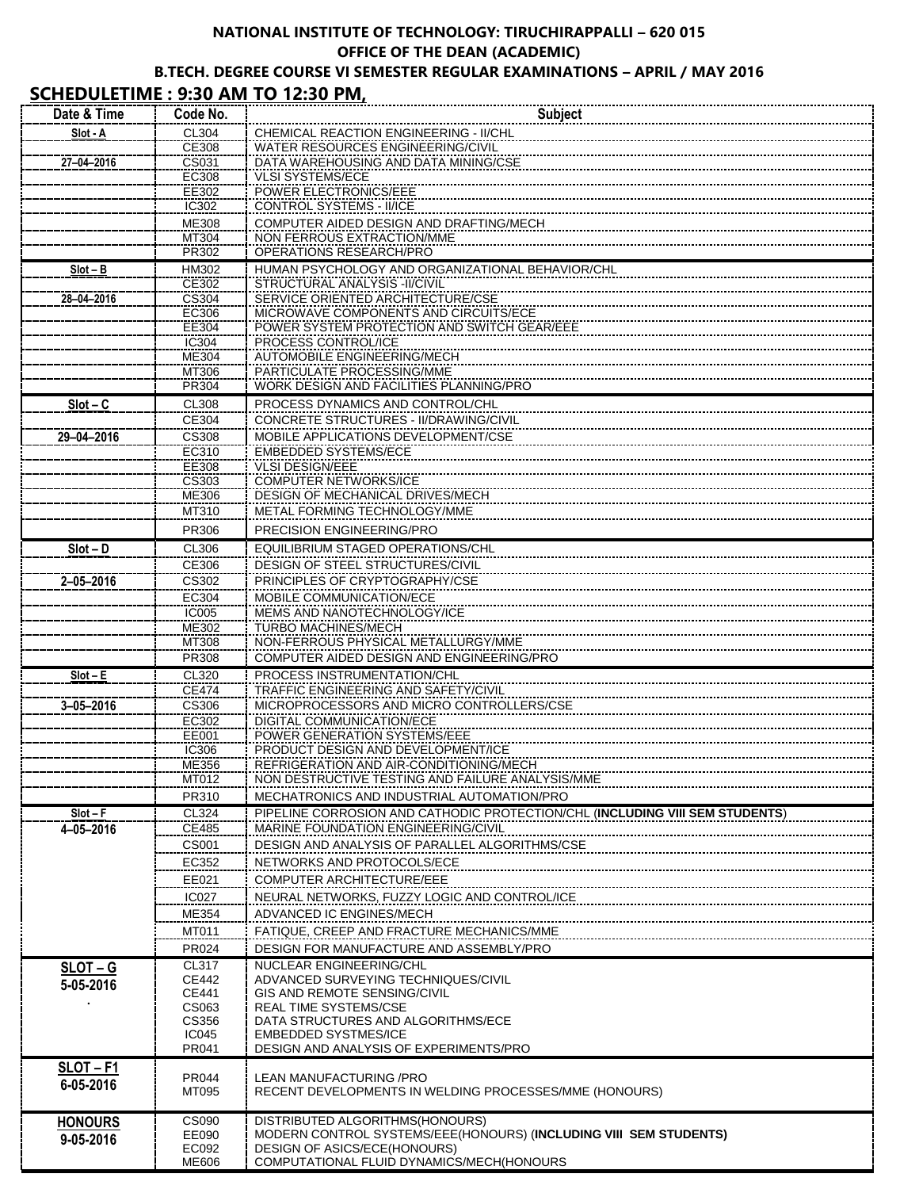**NATIONAL INSTITUTE OF TECHNOLOGY: TIRUCHIRAPPALLI – 620 015**

**OFFICE OF THE DEAN (ACADEMIC)**

**B.TECH. DEGREE COURSE VI SEMESTER REGULAR EXAMINATIONS – APRIL / MAY 2016**

## SCHEDULETIME : 9:30 AM TO 12:30 PM,

| Date & Time | Code No. | Subject |
|---|---|---|
| **Slot - A** | CL304 | CHEMICAL REACTION ENGINEERING - II/CHL |
| | CE308 | WATER RESOURCES ENGINEERING/CIVIL |
| **27–04–2016** | CS031 | DATA WAREHOUSING AND DATA MINING/CSE |
| | EC308 | VLSI SYSTEMS/ECE |
| | EE302 | POWER ELECTRONICS/EEE |
| | IC302 | CONTROL SYSTEMS - II/ICE |
| | ME308 | COMPUTER AIDED DESIGN AND DRAFTING/MECH |
| | MT304 | NON FERROUS EXTRACTION/MME |
| | PR302 | OPERATIONS RESEARCH/PRO |
| **Slot – B** | HM302 | HUMAN PSYCHOLOGY AND ORGANIZATIONAL BEHAVIOR/CHL |
| | CE302 | STRUCTURAL ANALYSIS -II/CIVIL |
| **28–04–2016** | CS304 | SERVICE ORIENTED ARCHITECTURE/CSE |
| | EC306 | MICROWAVE COMPONENTS AND CIRCUITS/ECE |
| | EE304 | POWER SYSTEM PROTECTION AND SWITCH GEAR/EEE |
| | IC304 | PROCESS CONTROL/ICE |
| | ME304 | AUTOMOBILE ENGINEERING/MECH |
| | MT306 | PARTICULATE PROCESSING/MME |
| | PR304 | WORK DESIGN AND FACILITIES PLANNING/PRO |
| **Slot – C** | CL308 | PROCESS DYNAMICS AND CONTROL/CHL |
| | CE304 | CONCRETE STRUCTURES - II/DRAWING/CIVIL |
| **29–04–2016** | CS308 | MOBILE APPLICATIONS DEVELOPMENT/CSE |
| | EC310 | EMBEDDED SYSTEMS/ECE |
| | EE308 | VLSI DESIGN/EEE |
| | CS303 | COMPUTER NETWORKS/ICE |
| | ME306 | DESIGN OF MECHANICAL DRIVES/MECH |
| | MT310 | METAL FORMING TECHNOLOGY/MME |
| | PR306 | PRECISION ENGINEERING/PRO |
| **Slot – D** | CL306 | EQUILIBRIUM STAGED OPERATIONS/CHL |
| | CE306 | DESIGN OF STEEL STRUCTURES/CIVIL |
| **2–05–2016** | CS302 | PRINCIPLES OF CRYPTOGRAPHY/CSE |
| | EC304 | MOBILE COMMUNICATION/ECE |
| | IC005 | MEMS AND NANOTECHNOLOGY/ICE |
| | ME302 | TURBO MACHINES/MECH |
| | MT308 | NON-FERROUS PHYSICAL METALLURGY/MME |
| | PR308 | COMPUTER AIDED DESIGN AND ENGINEERING/PRO |
| **Slot – E** | CL320 | PROCESS INSTRUMENTATION/CHL |
| | CE474 | TRAFFIC ENGINEERING AND SAFETY/CIVIL |
| **3–05–2016** | CS306 | MICROPROCESSORS AND MICRO CONTROLLERS/CSE |
| | EC302 | DIGITAL COMMUNICATION/ECE |
| | EE001 | POWER GENERATION SYSTEMS/EEE |
| | IC306 | PRODUCT DESIGN AND DEVELOPMENT/ICE |
| | ME356 | REFRIGERATION AND AIR-CONDITIONING/MECH |
| | MT012 | NON DESTRUCTIVE TESTING AND FAILURE ANALYSIS/MME |
| | PR310 | MECHATRONICS AND INDUSTRIAL AUTOMATION/PRO |
| **Slot – F** | CL324 | PIPELINE CORROSION AND CATHODIC PROTECTION/CHL (**INCLUDING VIII SEM STUDENTS**) |
| **4–05–2016** | CE485 | MARINE FOUNDATION ENGINEERING/CIVIL |
| | CS001 | DESIGN AND ANALYSIS OF PARALLEL ALGORITHMS/CSE |
| | EC352 | NETWORKS AND PROTOCOLS/ECE |
| | EE021 | COMPUTER ARCHITECTURE/EEE |
| | IC027 | NEURAL NETWORKS, FUZZY LOGIC AND CONTROL/ICE |
| | ME354 | ADVANCED IC ENGINES/MECH |
| | MT011 | FATIQUE, CREEP AND FRACTURE MECHANICS/MME |
| | PR024 | DESIGN FOR MANUFACTURE AND ASSEMBLY/PRO |
| **SLOT – G** | CL317 | NUCLEAR ENGINEERING/CHL |
| **5-05-2016** | CE442 | ADVANCED SURVEYING TECHNIQUES/CIVIL |
| . | CE441 | GIS AND REMOTE SENSING/CIVIL |
| | CS063 | REAL TIME SYSTEMS/CSE |
| | CS356 | DATA STRUCTURES AND ALGORITHMS/ECE |
| | IC045 | EMBEDDED SYSTMES/ICE |
| | PR041 | DESIGN AND ANALYSIS OF EXPERIMENTS/PRO |
| **SLOT – F1** | PR044 | LEAN MANUFACTURING /PRO |
| **6-05-2016** | MT095 | RECENT DEVELOPMENTS IN WELDING PROCESSES/MME (HONOURS) |
| **HONOURS** | CS090 | DISTRIBUTED ALGORITHMS(HONOURS) |
| **9-05-2016** | EE090 | MODERN CONTROL SYSTEMS/EEE(HONOURS) (**INCLUDING VIII SEM STUDENTS**) |
| | EC092 | DESIGN OF ASICS/ECE(HONOURS) |
| | ME606 | COMPUTATIONAL FLUID DYNAMICS/MECH(HONOURS |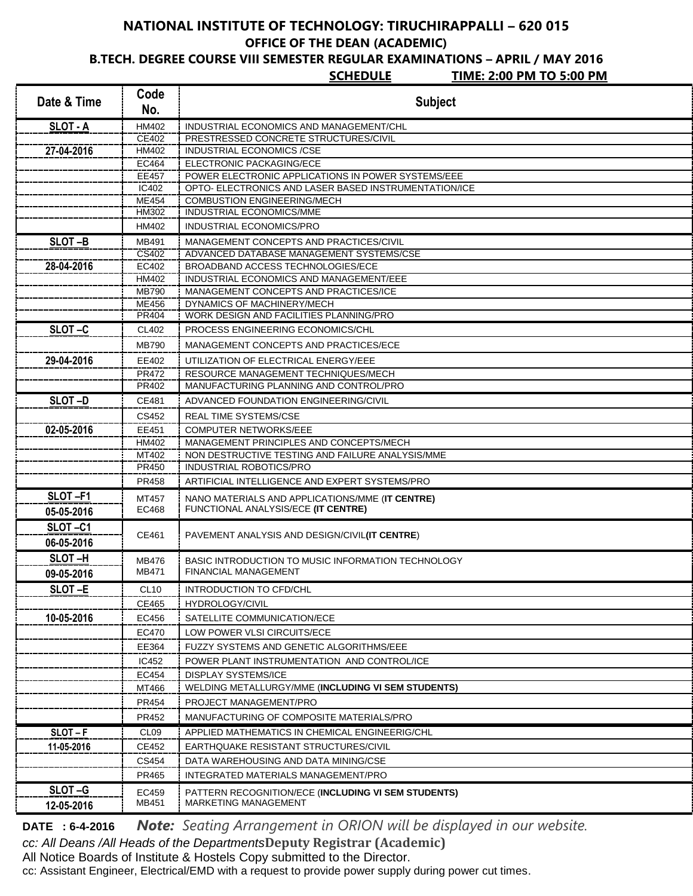**NATIONAL INSTITUTE OF TECHNOLOGY: TIRUCHIRAPPALLI – 620 015**

**OFFICE OF THE DEAN (ACADEMIC)**

**B.TECH. DEGREE COURSE VIII SEMESTER REGULAR EXAMINATIONS – APRIL / MAY 2016**

**SCHEDULE** **TIME: 2:00 PM TO 5:00 PM**

| Date & Time | Code No. | Subject |
|---|---|---|
| **SLOT - A** | HM402 | INDUSTRIAL ECONOMICS AND MANAGEMENT/CHL |
| | CE402 | PRESTRESSED CONCRETE STRUCTURES/CIVIL |
| **27-04-2016** | HM402 | INDUSTRIAL ECONOMICS /CSE |
| | EC464 | ELECTRONIC PACKAGING/ECE |
| | EE457 | POWER ELECTRONIC APPLICATIONS IN POWER SYSTEMS/EEE |
| | IC402 | OPTO- ELECTRONICS AND LASER BASED INSTRUMENTATION/ICE |
| | ME454 | COMBUSTION ENGINEERING/MECH |
| | HM302 | INDUSTRIAL ECONOMICS/MME |
| | HM402 | INDUSTRIAL ECONOMICS/PRO |
| **SLOT –B** | MB491 | MANAGEMENT CONCEPTS AND PRACTICES/CIVIL |
| | CS402 | ADVANCED DATABASE MANAGEMENT SYSTEMS/CSE |
| **28-04-2016** | EC402 | BROADBAND ACCESS TECHNOLOGIES/ECE |
| | HM402 | INDUSTRIAL ECONOMICS AND MANAGEMENT/EEE |
| | MB790 | MANAGEMENT CONCEPTS AND PRACTICES/ICE |
| | ME456 | DYNAMICS OF MACHINERY/MECH |
| | PR404 | WORK DESIGN AND FACILITIES PLANNING/PRO |
| **SLOT –C** | CL402 | PROCESS ENGINEERING ECONOMICS/CHL |
| | MB790 | MANAGEMENT CONCEPTS AND PRACTICES/ECE |
| **29-04-2016** | EE402 | UTILIZATION OF ELECTRICAL ENERGY/EEE |
| | PR472 | RESOURCE MANAGEMENT TECHNIQUES/MECH |
| | PR402 | MANUFACTURING PLANNING AND CONTROL/PRO |
| **SLOT –D** | CE481 | ADVANCED FOUNDATION ENGINEERING/CIVIL |
| | CS452 | REAL TIME SYSTEMS/CSE |
| **02-05-2016** | EE451 | COMPUTER NETWORKS/EEE |
| | HM402 | MANAGEMENT PRINCIPLES AND CONCEPTS/MECH |
| | MT402 | NON DESTRUCTIVE TESTING AND FAILURE ANALYSIS/MME |
| | PR450 | INDUSTRIAL ROBOTICS/PRO |
| | PR458 | ARTIFICIAL INTELLIGENCE AND EXPERT SYSTEMS/PRO |
| **SLOT –F1** **05-05-2016** | MT457 EC468 | NANO MATERIALS AND APPLICATIONS/MME (**IT CENTRE)** FUNCTIONAL ANALYSIS/ECE **(IT CENTRE)** |
| **SLOT –C1** **06-05-2016** | CE461 | PAVEMENT ANALYSIS AND DESIGN/CIVIL**(IT CENTRE**) |
| **SLOT –H** **09-05-2016** | MB476 MB471 | BASIC INTRODUCTION TO MUSIC INFORMATION TECHNOLOGY FINANCIAL MANAGEMENT |
| **SLOT –E** | CL10 | INTRODUCTION TO CFD/CHL |
| | CE465 | HYDROLOGY/CIVIL |
| **10-05-2016** | EC456 | SATELLITE COMMUNICATION/ECE |
| | EC470 | LOW POWER VLSI CIRCUITS/ECE |
| | EE364 | FUZZY SYSTEMS AND GENETIC ALGORITHMS/EEE |
| | IC452 | POWER PLANT INSTRUMENTATION AND CONTROL/ICE |
| | EC454 | DISPLAY SYSTEMS/ICE |
| | MT466 | WELDING METALLURGY/MME (**INCLUDING VI SEM STUDENTS)** |
| | PR454 | PROJECT MANAGEMENT/PRO |
| | PR452 | MANUFACTURING OF COMPOSITE MATERIALS/PRO |
| **SLOT – F** | CL09 | APPLIED MATHEMATICS IN CHEMICAL ENGINEERIG/CHL |
| **11-05-2016** | CE452 | EARTHQUAKE RESISTANT STRUCTURES/CIVIL |
| | CS454 | DATA WAREHOUSING AND DATA MINING/CSE |
| | PR465 | INTEGRATED MATERIALS MANAGEMENT/PRO |
| **SLOT –G** **12-05-2016** | EC459 MB451 | PATTERN RECOGNITION/ECE (**INCLUDING VI SEM STUDENTS)** MARKETING MANAGEMENT |

**DATE : 6-4-2016** ***Note:*** *Seating Arrangement in ORION will be displayed in our website.*

*cc: All Deans /All Heads of the Departments* **Deputy Registrar (Academic)**

All Notice Boards of Institute & Hostels Copy submitted to the Director.

cc: Assistant Engineer, Electrical/EMD with a request to provide power supply during power cut times.